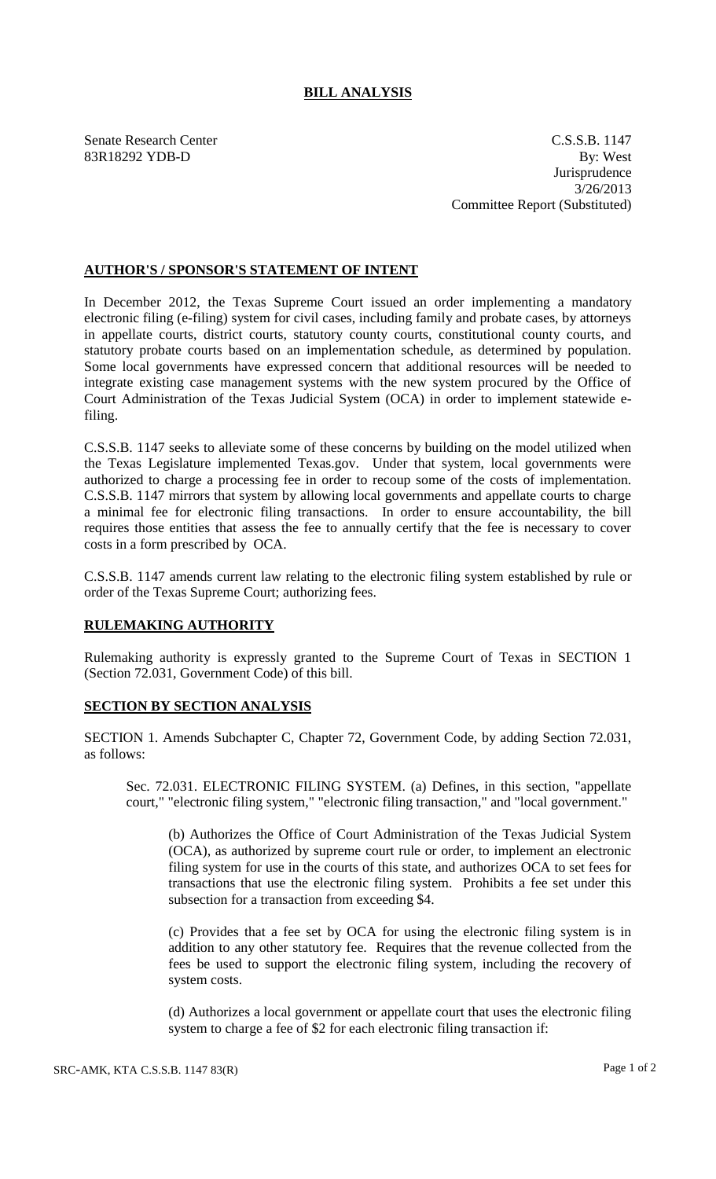# BILL ANALYSIS

Senate Research Center
83R18292 YDB-D

C.S.S.B. 1147
By: West
Jurisprudence
3/26/2013
Committee Report (Substituted)

## AUTHOR'S / SPONSOR'S STATEMENT OF INTENT

In December 2012, the Texas Supreme Court issued an order implementing a mandatory electronic filing (e-filing) system for civil cases, including family and probate cases, by attorneys in appellate courts, district courts, statutory county courts, constitutional county courts, and statutory probate courts based on an implementation schedule, as determined by population. Some local governments have expressed concern that additional resources will be needed to integrate existing case management systems with the new system procured by the Office of Court Administration of the Texas Judicial System (OCA) in order to implement statewide e-filing.

C.S.S.B. 1147 seeks to alleviate some of these concerns by building on the model utilized when the Texas Legislature implemented Texas.gov. Under that system, local governments were authorized to charge a processing fee in order to recoup some of the costs of implementation. C.S.S.B. 1147 mirrors that system by allowing local governments and appellate courts to charge a minimal fee for electronic filing transactions. In order to ensure accountability, the bill requires those entities that assess the fee to annually certify that the fee is necessary to cover costs in a form prescribed by OCA.

C.S.S.B. 1147 amends current law relating to the electronic filing system established by rule or order of the Texas Supreme Court; authorizing fees.

## RULEMAKING AUTHORITY

Rulemaking authority is expressly granted to the Supreme Court of Texas in SECTION 1 (Section 72.031, Government Code) of this bill.

## SECTION BY SECTION ANALYSIS

SECTION 1. Amends Subchapter C, Chapter 72, Government Code, by adding Section 72.031, as follows:

Sec. 72.031. ELECTRONIC FILING SYSTEM. (a) Defines, in this section, "appellate court," "electronic filing system," "electronic filing transaction," and "local government."

(b) Authorizes the Office of Court Administration of the Texas Judicial System (OCA), as authorized by supreme court rule or order, to implement an electronic filing system for use in the courts of this state, and authorizes OCA to set fees for transactions that use the electronic filing system. Prohibits a fee set under this subsection for a transaction from exceeding $4.

(c) Provides that a fee set by OCA for using the electronic filing system is in addition to any other statutory fee. Requires that the revenue collected from the fees be used to support the electronic filing system, including the recovery of system costs.

(d) Authorizes a local government or appellate court that uses the electronic filing system to charge a fee of $2 for each electronic filing transaction if: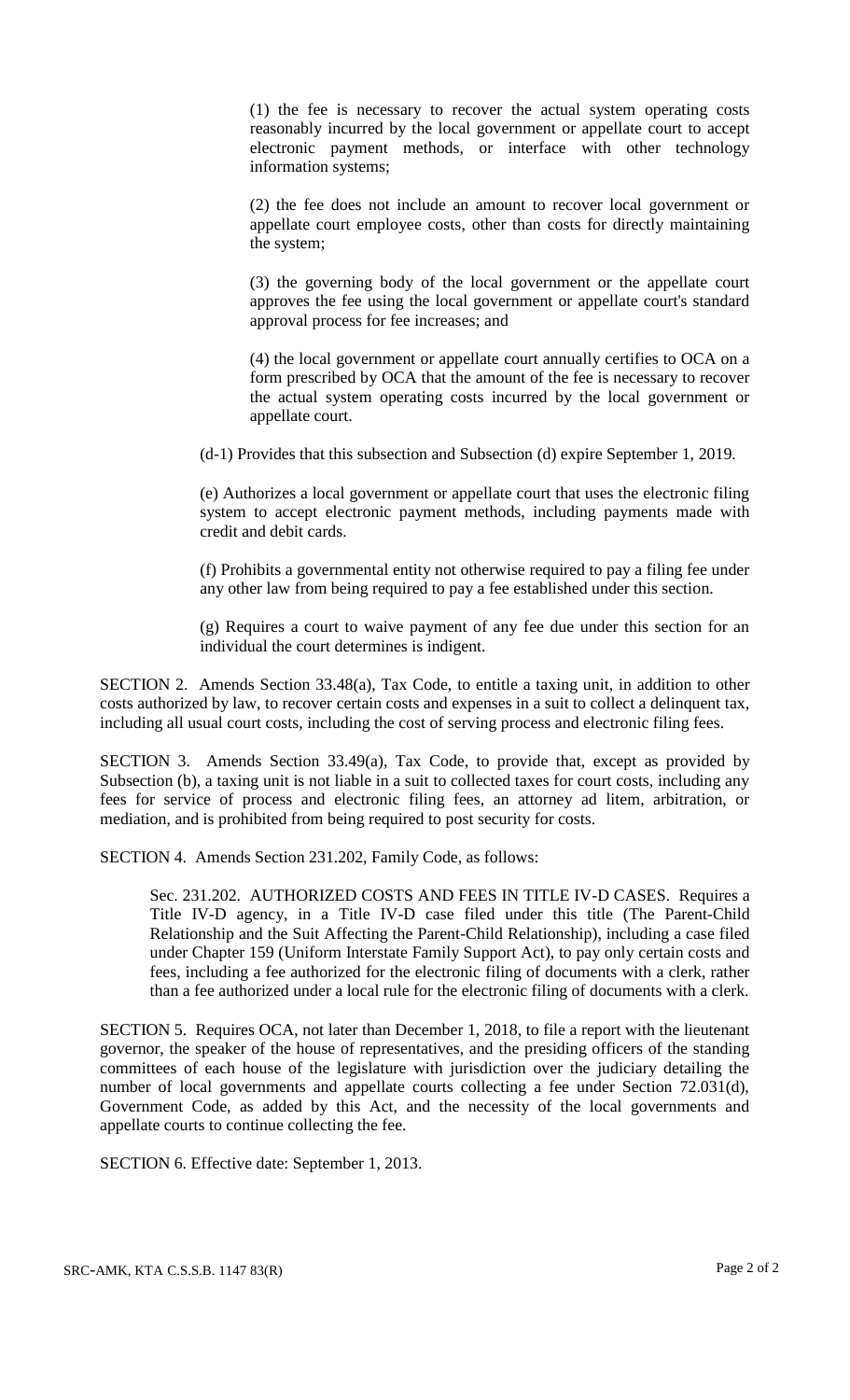(1) the fee is necessary to recover the actual system operating costs reasonably incurred by the local government or appellate court to accept electronic payment methods, or interface with other technology information systems;

(2) the fee does not include an amount to recover local government or appellate court employee costs, other than costs for directly maintaining the system;

(3) the governing body of the local government or the appellate court approves the fee using the local government or appellate court's standard approval process for fee increases; and

(4) the local government or appellate court annually certifies to OCA on a form prescribed by OCA that the amount of the fee is necessary to recover the actual system operating costs incurred by the local government or appellate court.

(d-1) Provides that this subsection and Subsection (d) expire September 1, 2019.

(e) Authorizes a local government or appellate court that uses the electronic filing system to accept electronic payment methods, including payments made with credit and debit cards.

(f) Prohibits a governmental entity not otherwise required to pay a filing fee under any other law from being required to pay a fee established under this section.

(g) Requires a court to waive payment of any fee due under this section for an individual the court determines is indigent.

SECTION 2. Amends Section 33.48(a), Tax Code, to entitle a taxing unit, in addition to other costs authorized by law, to recover certain costs and expenses in a suit to collect a delinquent tax, including all usual court costs, including the cost of serving process and electronic filing fees.

SECTION 3. Amends Section 33.49(a), Tax Code, to provide that, except as provided by Subsection (b), a taxing unit is not liable in a suit to collected taxes for court costs, including any fees for service of process and electronic filing fees, an attorney ad litem, arbitration, or mediation, and is prohibited from being required to post security for costs.

SECTION 4. Amends Section 231.202, Family Code, as follows:

Sec. 231.202. AUTHORIZED COSTS AND FEES IN TITLE IV-D CASES. Requires a Title IV-D agency, in a Title IV-D case filed under this title (The Parent-Child Relationship and the Suit Affecting the Parent-Child Relationship), including a case filed under Chapter 159 (Uniform Interstate Family Support Act), to pay only certain costs and fees, including a fee authorized for the electronic filing of documents with a clerk, rather than a fee authorized under a local rule for the electronic filing of documents with a clerk.

SECTION 5. Requires OCA, not later than December 1, 2018, to file a report with the lieutenant governor, the speaker of the house of representatives, and the presiding officers of the standing committees of each house of the legislature with jurisdiction over the judiciary detailing the number of local governments and appellate courts collecting a fee under Section 72.031(d), Government Code, as added by this Act, and the necessity of the local governments and appellate courts to continue collecting the fee.

SECTION 6. Effective date: September 1, 2013.